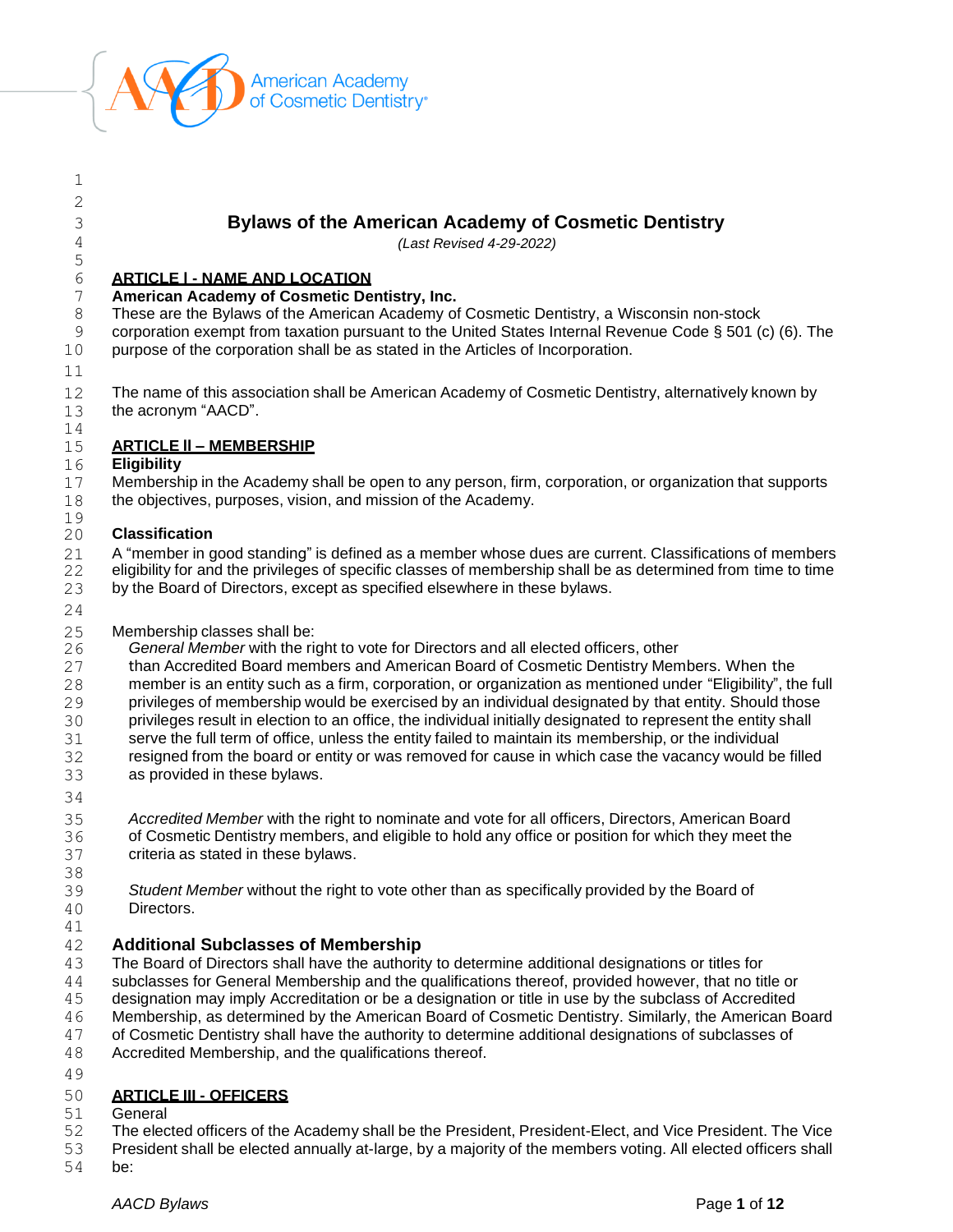# Bylaws of the American Academy of Cosmetic Dentistry

*(Last Revised 4-29-2022)*

## ARTICLE I - NAME AND LOCATION

**American Academy of Cosmetic Dentistry, Inc.**

These are the Bylaws of the American Academy of Cosmetic Dentistry, a Wisconsin non-stock corporation exempt from taxation pursuant to the United States Internal Revenue Code § 501 (c) (6). The purpose of the corporation shall be as stated in the Articles of Incorporation.

The name of this association shall be American Academy of Cosmetic Dentistry, alternatively known by the acronym "AACD".

## ARTICLE II – MEMBERSHIP

**Eligibility**

Membership in the Academy shall be open to any person, firm, corporation, or organization that supports the objectives, purposes, vision, and mission of the Academy.

**Classification**

A "member in good standing" is defined as a member whose dues are current. Classifications of members eligibility for and the privileges of specific classes of membership shall be as determined from time to time by the Board of Directors, except as specified elsewhere in these bylaws.

Membership classes shall be:

*General Member* with the right to vote for Directors and all elected officers, other than Accredited Board members and American Board of Cosmetic Dentistry Members. When the member is an entity such as a firm, corporation, or organization as mentioned under "Eligibility", the full privileges of membership would be exercised by an individual designated by that entity. Should those privileges result in election to an office, the individual initially designated to represent the entity shall serve the full term of office, unless the entity failed to maintain its membership, or the individual resigned from the board or entity or was removed for cause in which case the vacancy would be filled as provided in these bylaws.

*Accredited Member* with the right to nominate and vote for all officers, Directors, American Board of Cosmetic Dentistry members, and eligible to hold any office or position for which they meet the criteria as stated in these bylaws.

*Student Member* without the right to vote other than as specifically provided by the Board of Directors.

### Additional Subclasses of Membership

The Board of Directors shall have the authority to determine additional designations or titles for subclasses for General Membership and the qualifications thereof, provided however, that no title or designation may imply Accreditation or be a designation or title in use by the subclass of Accredited Membership, as determined by the American Board of Cosmetic Dentistry. Similarly, the American Board of Cosmetic Dentistry shall have the authority to determine additional designations of subclasses of Accredited Membership, and the qualifications thereof.

## ARTICLE III - OFFICERS

General

The elected officers of the Academy shall be the President, President-Elect, and Vice President. The Vice President shall be elected annually at-large, by a majority of the members voting. All elected officers shall be: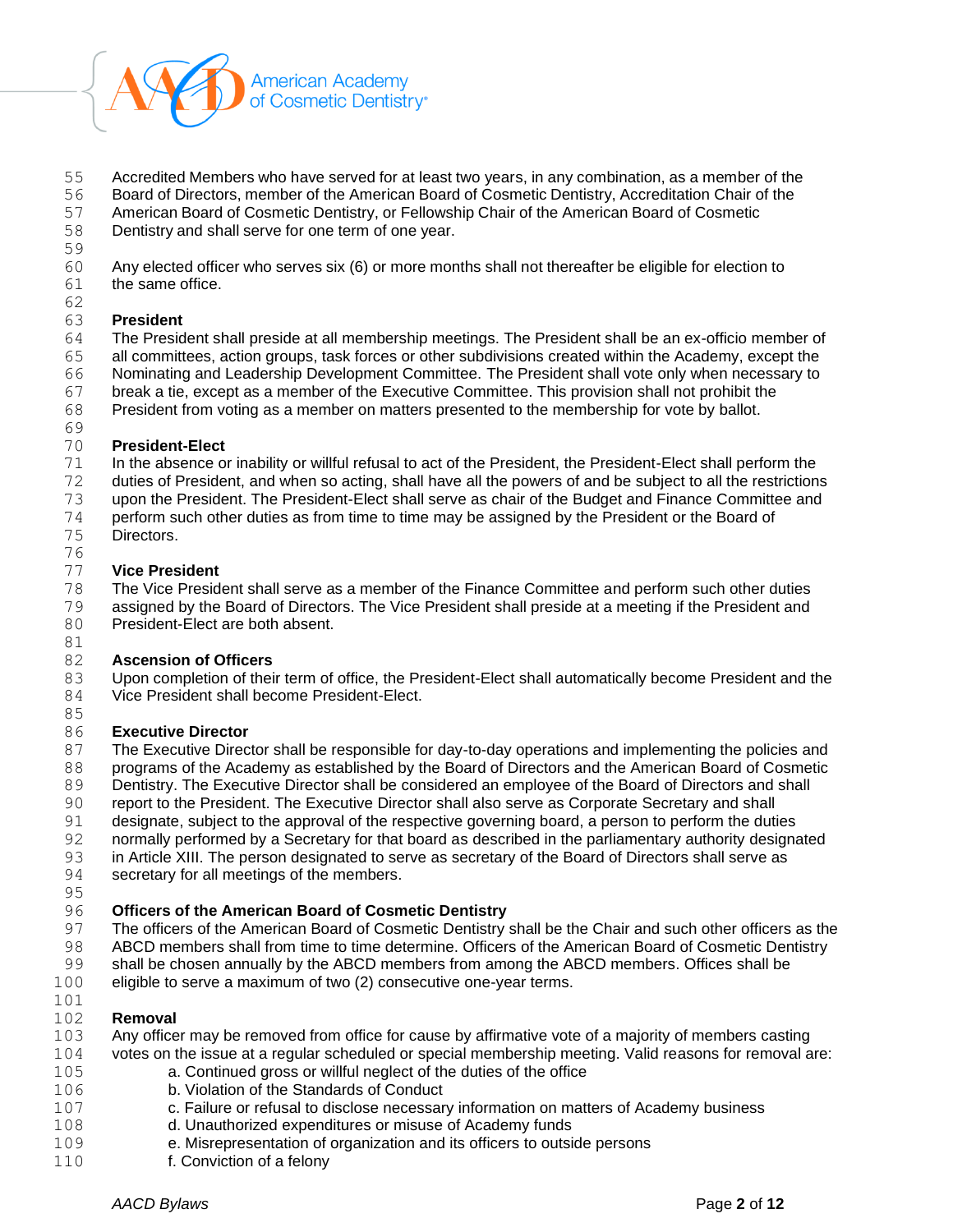Accredited Members who have served for at least two years, in any combination, as a member of the Board of Directors, member of the American Board of Cosmetic Dentistry, Accreditation Chair of the American Board of Cosmetic Dentistry, or Fellowship Chair of the American Board of Cosmetic Dentistry and shall serve for one term of one year.

Any elected officer who serves six (6) or more months shall not thereafter be eligible for election to the same office.

**President**
The President shall preside at all membership meetings. The President shall be an ex-officio member of all committees, action groups, task forces or other subdivisions created within the Academy, except the Nominating and Leadership Development Committee. The President shall vote only when necessary to break a tie, except as a member of the Executive Committee. This provision shall not prohibit the President from voting as a member on matters presented to the membership for vote by ballot.

**President-Elect**
In the absence or inability or willful refusal to act of the President, the President-Elect shall perform the duties of President, and when so acting, shall have all the powers of and be subject to all the restrictions upon the President. The President-Elect shall serve as chair of the Budget and Finance Committee and perform such other duties as from time to time may be assigned by the President or the Board of Directors.

**Vice President**
The Vice President shall serve as a member of the Finance Committee and perform such other duties assigned by the Board of Directors. The Vice President shall preside at a meeting if the President and President-Elect are both absent.

**Ascension of Officers**
Upon completion of their term of office, the President-Elect shall automatically become President and the Vice President shall become President-Elect.

**Executive Director**
The Executive Director shall be responsible for day-to-day operations and implementing the policies and programs of the Academy as established by the Board of Directors and the American Board of Cosmetic Dentistry. The Executive Director shall be considered an employee of the Board of Directors and shall report to the President. The Executive Director shall also serve as Corporate Secretary and shall designate, subject to the approval of the respective governing board, a person to perform the duties normally performed by a Secretary for that board as described in the parliamentary authority designated in Article XIII. The person designated to serve as secretary of the Board of Directors shall serve as secretary for all meetings of the members.

**Officers of the American Board of Cosmetic Dentistry**
The officers of the American Board of Cosmetic Dentistry shall be the Chair and such other officers as the ABCD members shall from time to time determine. Officers of the American Board of Cosmetic Dentistry shall be chosen annually by the ABCD members from among the ABCD members. Offices shall be eligible to serve a maximum of two (2) consecutive one-year terms.

**Removal**
Any officer may be removed from office for cause by affirmative vote of a majority of members casting votes on the issue at a regular scheduled or special membership meeting. Valid reasons for removal are:

a. Continued gross or willful neglect of the duties of the office
b. Violation of the Standards of Conduct
c. Failure or refusal to disclose necessary information on matters of Academy business
d. Unauthorized expenditures or misuse of Academy funds
e. Misrepresentation of organization and its officers to outside persons
f. Conviction of a felony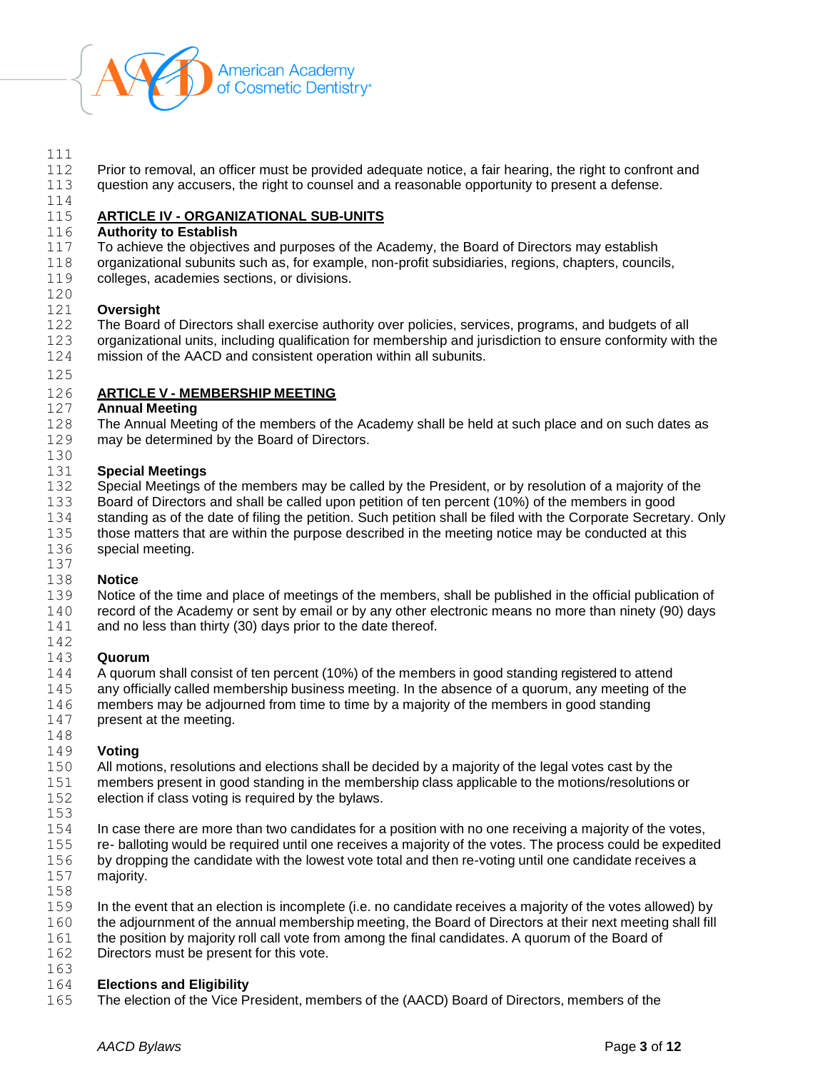Prior to removal, an officer must be provided adequate notice, a fair hearing, the right to confront and question any accusers, the right to counsel and a reasonable opportunity to present a defense.

## ARTICLE IV - ORGANIZATIONAL SUB-UNITS

**Authority to Establish**
To achieve the objectives and purposes of the Academy, the Board of Directors may establish organizational subunits such as, for example, non-profit subsidiaries, regions, chapters, councils, colleges, academies sections, or divisions.

**Oversight**
The Board of Directors shall exercise authority over policies, services, programs, and budgets of all organizational units, including qualification for membership and jurisdiction to ensure conformity with the mission of the AACD and consistent operation within all subunits.

## ARTICLE V - MEMBERSHIP MEETING

**Annual Meeting**
The Annual Meeting of the members of the Academy shall be held at such place and on such dates as may be determined by the Board of Directors.

**Special Meetings**
Special Meetings of the members may be called by the President, or by resolution of a majority of the Board of Directors and shall be called upon petition of ten percent (10%) of the members in good standing as of the date of filing the petition. Such petition shall be filed with the Corporate Secretary. Only those matters that are within the purpose described in the meeting notice may be conducted at this special meeting.

**Notice**
Notice of the time and place of meetings of the members, shall be published in the official publication of record of the Academy or sent by email or by any other electronic means no more than ninety (90) days and no less than thirty (30) days prior to the date thereof.

**Quorum**
A quorum shall consist of ten percent (10%) of the members in good standing registered to attend any officially called membership business meeting. In the absence of a quorum, any meeting of the members may be adjourned from time to time by a majority of the members in good standing present at the meeting.

**Voting**
All motions, resolutions and elections shall be decided by a majority of the legal votes cast by the members present in good standing in the membership class applicable to the motions/resolutions or election if class voting is required by the bylaws.

In case there are more than two candidates for a position with no one receiving a majority of the votes, re- balloting would be required until one receives a majority of the votes. The process could be expedited by dropping the candidate with the lowest vote total and then re-voting until one candidate receives a majority.

In the event that an election is incomplete (i.e. no candidate receives a majority of the votes allowed) by the adjournment of the annual membership meeting, the Board of Directors at their next meeting shall fill the position by majority roll call vote from among the final candidates. A quorum of the Board of Directors must be present for this vote.

**Elections and Eligibility**
The election of the Vice President, members of the (AACD) Board of Directors, members of the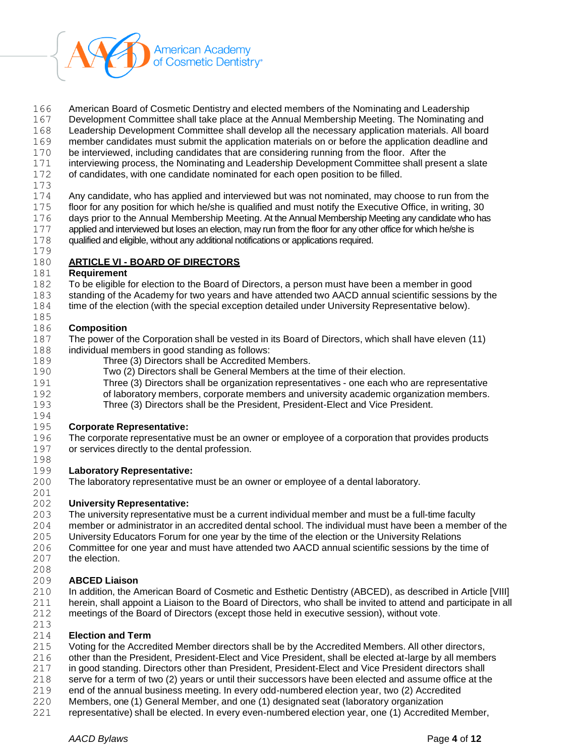American Board of Cosmetic Dentistry and elected members of the Nominating and Leadership Development Committee shall take place at the Annual Membership Meeting. The Nominating and Leadership Development Committee shall develop all the necessary application materials. All board member candidates must submit the application materials on or before the application deadline and be interviewed, including candidates that are considering running from the floor. After the interviewing process, the Nominating and Leadership Development Committee shall present a slate of candidates, with one candidate nominated for each open position to be filled.

Any candidate, who has applied and interviewed but was not nominated, may choose to run from the floor for any position for which he/she is qualified and must notify the Executive Office, in writing, 30 days prior to the Annual Membership Meeting. At the Annual Membership Meeting any candidate who has applied and interviewed but loses an election, may run from the floor for any other office for which he/she is qualified and eligible, without any additional notifications or applications required.

## ARTICLE VI - BOARD OF DIRECTORS

**Requirement**

To be eligible for election to the Board of Directors, a person must have been a member in good standing of the Academy for two years and have attended two AACD annual scientific sessions by the time of the election (with the special exception detailed under University Representative below).

**Composition**

The power of the Corporation shall be vested in its Board of Directors, which shall have eleven (11) individual members in good standing as follows:

- Three (3) Directors shall be Accredited Members.
- Two (2) Directors shall be General Members at the time of their election.
- Three (3) Directors shall be organization representatives - one each who are representative of laboratory members, corporate members and university academic organization members.
- Three (3) Directors shall be the President, President-Elect and Vice President.

**Corporate Representative:**

The corporate representative must be an owner or employee of a corporation that provides products or services directly to the dental profession.

**Laboratory Representative:**

The laboratory representative must be an owner or employee of a dental laboratory.

**University Representative:**

The university representative must be a current individual member and must be a full-time faculty member or administrator in an accredited dental school. The individual must have been a member of the University Educators Forum for one year by the time of the election or the University Relations Committee for one year and must have attended two AACD annual scientific sessions by the time of the election.

**ABCED Liaison**

In addition, the American Board of Cosmetic and Esthetic Dentistry (ABCED), as described in Article [VIII] herein, shall appoint a Liaison to the Board of Directors, who shall be invited to attend and participate in all meetings of the Board of Directors (except those held in executive session), without vote.

**Election and Term**

Voting for the Accredited Member directors shall be by the Accredited Members. All other directors, other than the President, President-Elect and Vice President, shall be elected at-large by all members in good standing. Directors other than President, President-Elect and Vice President directors shall serve for a term of two (2) years or until their successors have been elected and assume office at the end of the annual business meeting. In every odd-numbered election year, two (2) Accredited Members, one (1) General Member, and one (1) designated seat (laboratory organization representative) shall be elected. In every even-numbered election year, one (1) Accredited Member,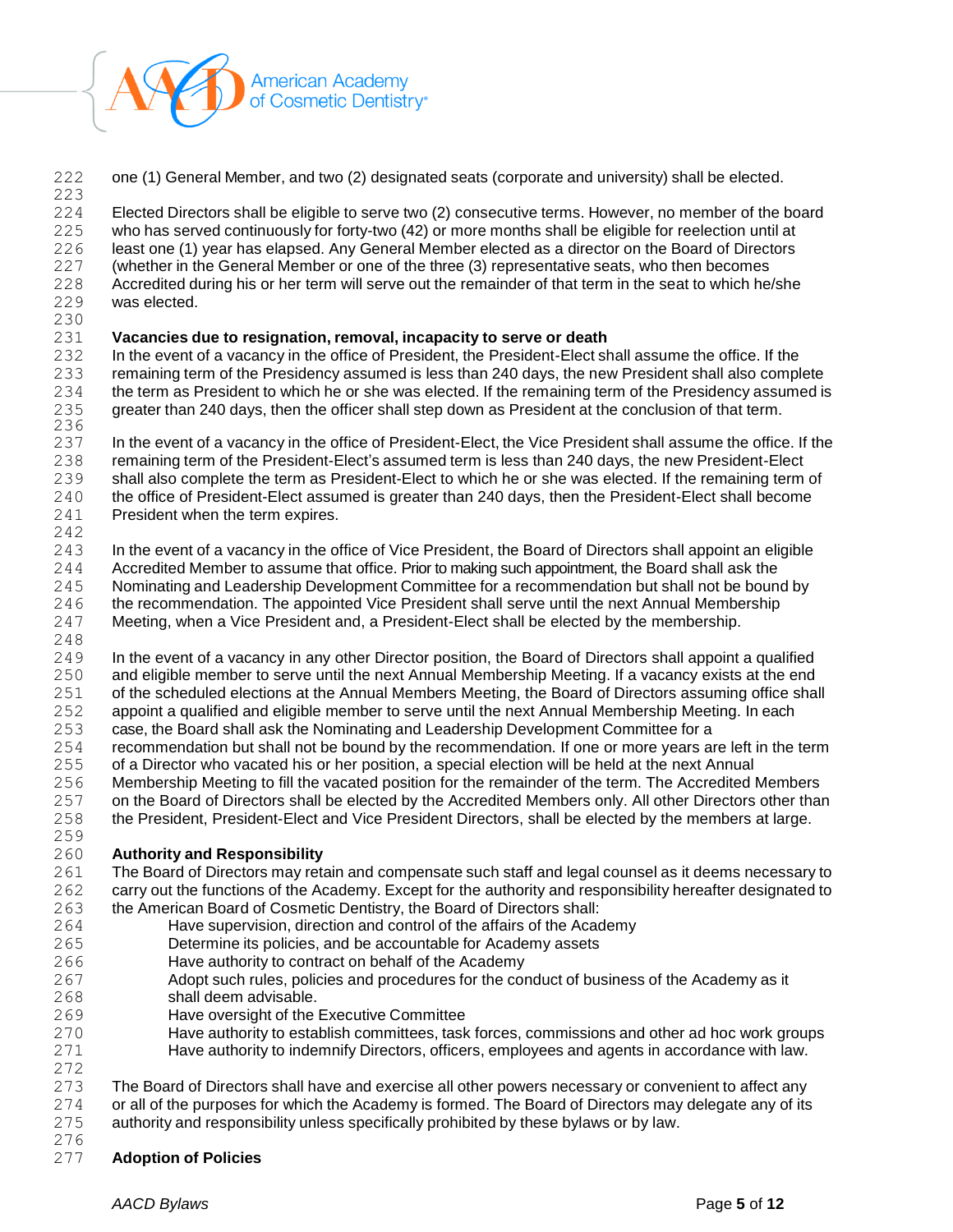one (1) General Member, and two (2) designated seats (corporate and university) shall be elected.

Elected Directors shall be eligible to serve two (2) consecutive terms. However, no member of the board who has served continuously for forty-two (42) or more months shall be eligible for reelection until at least one (1) year has elapsed. Any General Member elected as a director on the Board of Directors (whether in the General Member or one of the three (3) representative seats, who then becomes Accredited during his or her term will serve out the remainder of that term in the seat to which he/she was elected.

**Vacancies due to resignation, removal, incapacity to serve or death**

In the event of a vacancy in the office of President, the President-Elect shall assume the office. If the remaining term of the Presidency assumed is less than 240 days, the new President shall also complete the term as President to which he or she was elected. If the remaining term of the Presidency assumed is greater than 240 days, then the officer shall step down as President at the conclusion of that term.

In the event of a vacancy in the office of President-Elect, the Vice President shall assume the office. If the remaining term of the President-Elect's assumed term is less than 240 days, the new President-Elect shall also complete the term as President-Elect to which he or she was elected. If the remaining term of the office of President-Elect assumed is greater than 240 days, then the President-Elect shall become President when the term expires.

In the event of a vacancy in the office of Vice President, the Board of Directors shall appoint an eligible Accredited Member to assume that office. Prior to making such appointment, the Board shall ask the Nominating and Leadership Development Committee for a recommendation but shall not be bound by the recommendation. The appointed Vice President shall serve until the next Annual Membership Meeting, when a Vice President and, a President-Elect shall be elected by the membership.

In the event of a vacancy in any other Director position, the Board of Directors shall appoint a qualified and eligible member to serve until the next Annual Membership Meeting. If a vacancy exists at the end of the scheduled elections at the Annual Members Meeting, the Board of Directors assuming office shall appoint a qualified and eligible member to serve until the next Annual Membership Meeting. In each case, the Board shall ask the Nominating and Leadership Development Committee for a recommendation but shall not be bound by the recommendation. If one or more years are left in the term of a Director who vacated his or her position, a special election will be held at the next Annual Membership Meeting to fill the vacated position for the remainder of the term. The Accredited Members on the Board of Directors shall be elected by the Accredited Members only. All other Directors other than the President, President-Elect and Vice President Directors, shall be elected by the members at large.

**Authority and Responsibility**

The Board of Directors may retain and compensate such staff and legal counsel as it deems necessary to carry out the functions of the Academy. Except for the authority and responsibility hereafter designated to the American Board of Cosmetic Dentistry, the Board of Directors shall:

- Have supervision, direction and control of the affairs of the Academy
- Determine its policies, and be accountable for Academy assets
- Have authority to contract on behalf of the Academy
- Adopt such rules, policies and procedures for the conduct of business of the Academy as it shall deem advisable.
- Have oversight of the Executive Committee
- Have authority to establish committees, task forces, commissions and other ad hoc work groups
- Have authority to indemnify Directors, officers, employees and agents in accordance with law.

The Board of Directors shall have and exercise all other powers necessary or convenient to affect any or all of the purposes for which the Academy is formed. The Board of Directors may delegate any of its authority and responsibility unless specifically prohibited by these bylaws or by law.

**Adoption of Policies**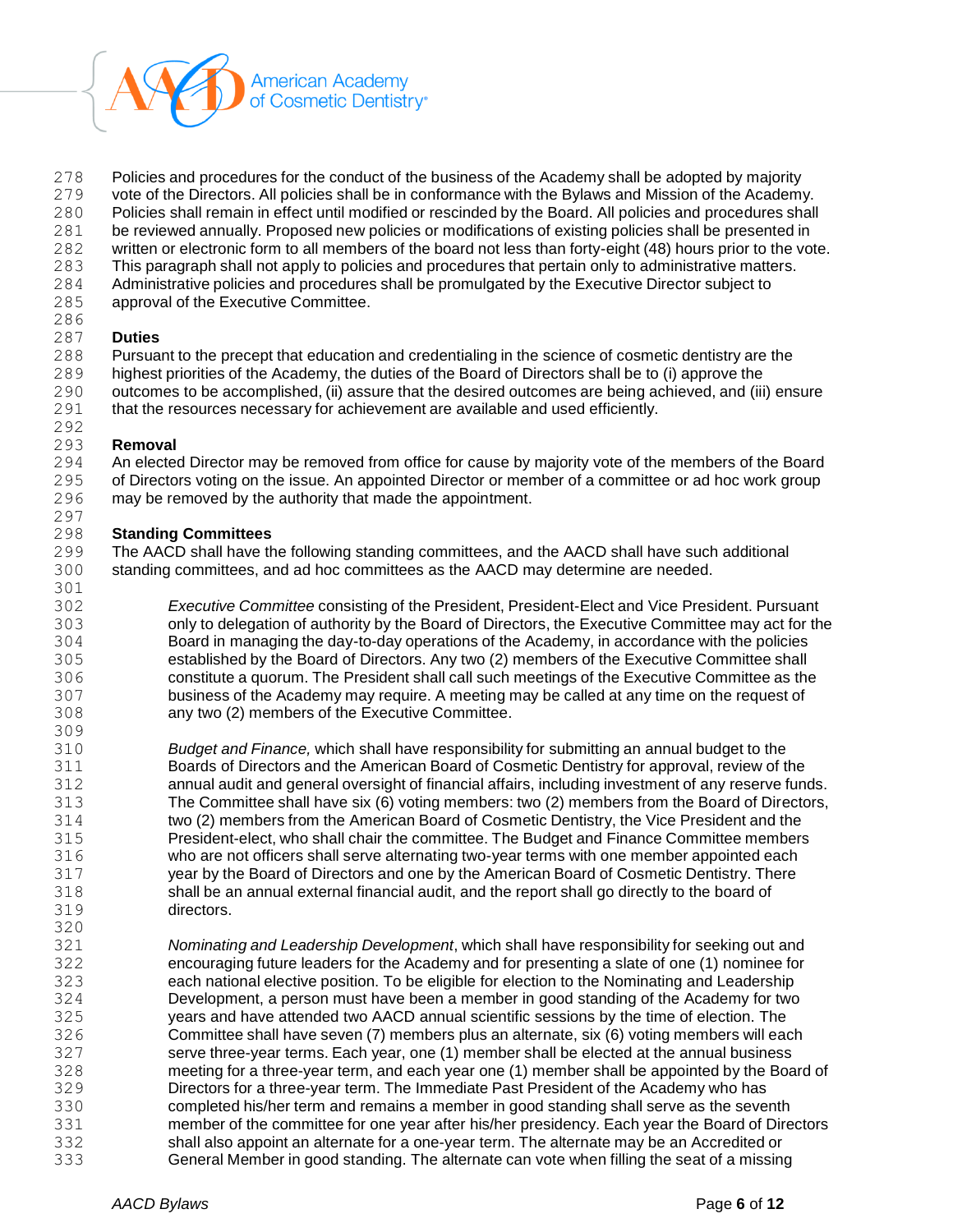Policies and procedures for the conduct of the business of the Academy shall be adopted by majority vote of the Directors. All policies shall be in conformance with the Bylaws and Mission of the Academy. Policies shall remain in effect until modified or rescinded by the Board. All policies and procedures shall be reviewed annually. Proposed new policies or modifications of existing policies shall be presented in written or electronic form to all members of the board not less than forty-eight (48) hours prior to the vote. This paragraph shall not apply to policies and procedures that pertain only to administrative matters. Administrative policies and procedures shall be promulgated by the Executive Director subject to approval of the Executive Committee.

**Duties**

Pursuant to the precept that education and credentialing in the science of cosmetic dentistry are the highest priorities of the Academy, the duties of the Board of Directors shall be to (i) approve the outcomes to be accomplished, (ii) assure that the desired outcomes are being achieved, and (iii) ensure that the resources necessary for achievement are available and used efficiently.

**Removal**

An elected Director may be removed from office for cause by majority vote of the members of the Board of Directors voting on the issue. An appointed Director or member of a committee or ad hoc work group may be removed by the authority that made the appointment.

**Standing Committees**

The AACD shall have the following standing committees, and the AACD shall have such additional standing committees, and ad hoc committees as the AACD may determine are needed.

*Executive Committee* consisting of the President, President-Elect and Vice President. Pursuant only to delegation of authority by the Board of Directors, the Executive Committee may act for the Board in managing the day-to-day operations of the Academy, in accordance with the policies established by the Board of Directors. Any two (2) members of the Executive Committee shall constitute a quorum. The President shall call such meetings of the Executive Committee as the business of the Academy may require. A meeting may be called at any time on the request of any two (2) members of the Executive Committee.

*Budget and Finance,* which shall have responsibility for submitting an annual budget to the Boards of Directors and the American Board of Cosmetic Dentistry for approval, review of the annual audit and general oversight of financial affairs, including investment of any reserve funds. The Committee shall have six (6) voting members: two (2) members from the Board of Directors, two (2) members from the American Board of Cosmetic Dentistry, the Vice President and the President-elect, who shall chair the committee. The Budget and Finance Committee members who are not officers shall serve alternating two-year terms with one member appointed each year by the Board of Directors and one by the American Board of Cosmetic Dentistry. There shall be an annual external financial audit, and the report shall go directly to the board of directors.

*Nominating and Leadership Development*, which shall have responsibility for seeking out and encouraging future leaders for the Academy and for presenting a slate of one (1) nominee for each national elective position. To be eligible for election to the Nominating and Leadership Development, a person must have been a member in good standing of the Academy for two years and have attended two AACD annual scientific sessions by the time of election. The Committee shall have seven (7) members plus an alternate, six (6) voting members will each serve three-year terms. Each year, one (1) member shall be elected at the annual business meeting for a three-year term, and each year one (1) member shall be appointed by the Board of Directors for a three-year term. The Immediate Past President of the Academy who has completed his/her term and remains a member in good standing shall serve as the seventh member of the committee for one year after his/her presidency. Each year the Board of Directors shall also appoint an alternate for a one-year term. The alternate may be an Accredited or General Member in good standing. The alternate can vote when filling the seat of a missing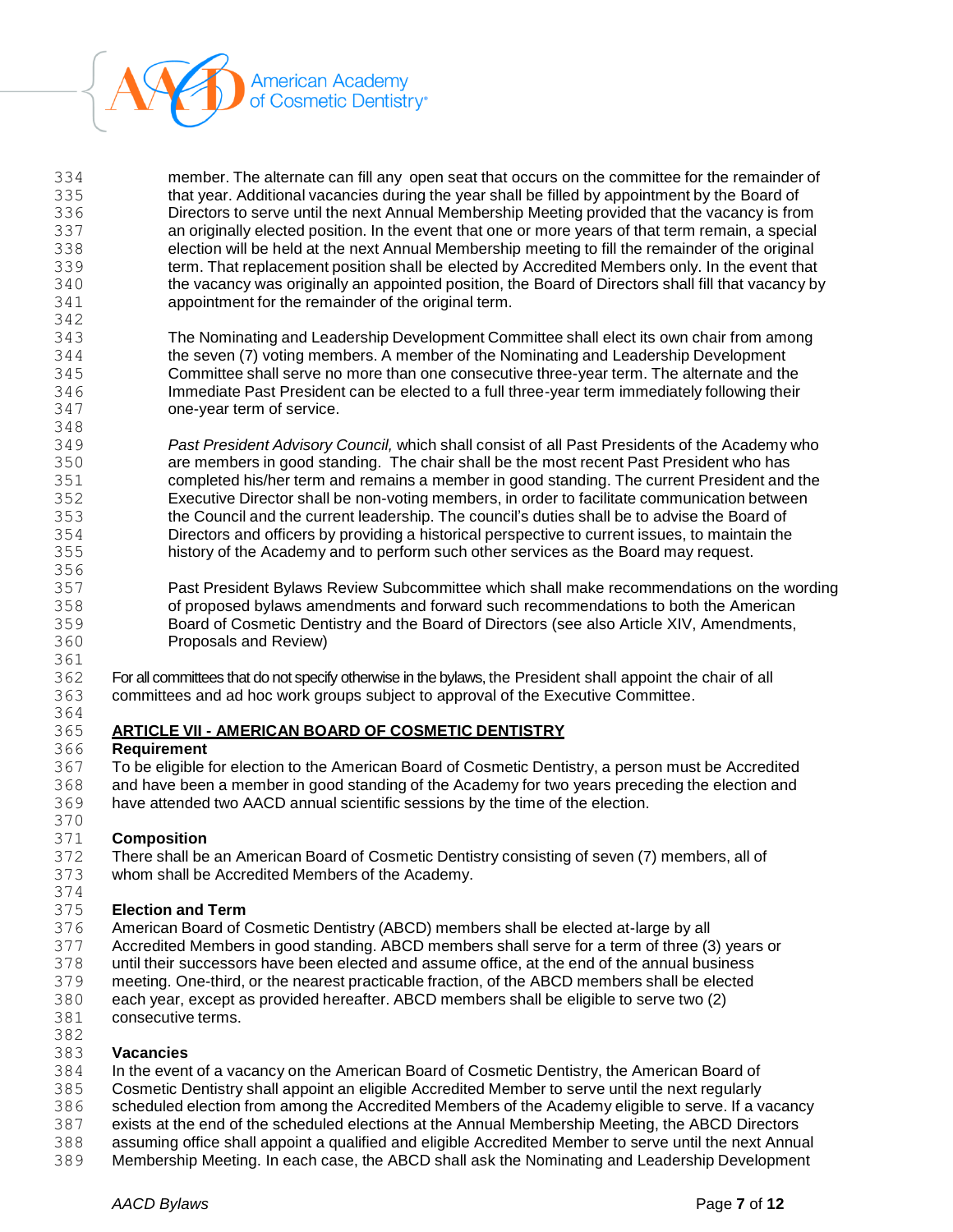member. The alternate can fill any open seat that occurs on the committee for the remainder of that year. Additional vacancies during the year shall be filled by appointment by the Board of Directors to serve until the next Annual Membership Meeting provided that the vacancy is from an originally elected position. In the event that one or more years of that term remain, a special election will be held at the next Annual Membership meeting to fill the remainder of the original term. That replacement position shall be elected by Accredited Members only. In the event that the vacancy was originally an appointed position, the Board of Directors shall fill that vacancy by appointment for the remainder of the original term.

The Nominating and Leadership Development Committee shall elect its own chair from among the seven (7) voting members. A member of the Nominating and Leadership Development Committee shall serve no more than one consecutive three-year term. The alternate and the Immediate Past President can be elected to a full three-year term immediately following their one-year term of service.

*Past President Advisory Council,* which shall consist of all Past Presidents of the Academy who are members in good standing. The chair shall be the most recent Past President who has completed his/her term and remains a member in good standing. The current President and the Executive Director shall be non-voting members, in order to facilitate communication between the Council and the current leadership. The council's duties shall be to advise the Board of Directors and officers by providing a historical perspective to current issues, to maintain the history of the Academy and to perform such other services as the Board may request.

Past President Bylaws Review Subcommittee which shall make recommendations on the wording of proposed bylaws amendments and forward such recommendations to both the American Board of Cosmetic Dentistry and the Board of Directors (see also Article XIV, Amendments, Proposals and Review)

For all committees that do not specify otherwise in the bylaws, the President shall appoint the chair of all committees and ad hoc work groups subject to approval of the Executive Committee.

## ARTICLE VII - AMERICAN BOARD OF COSMETIC DENTISTRY

**Requirement**

To be eligible for election to the American Board of Cosmetic Dentistry, a person must be Accredited and have been a member in good standing of the Academy for two years preceding the election and have attended two AACD annual scientific sessions by the time of the election.

**Composition**

There shall be an American Board of Cosmetic Dentistry consisting of seven (7) members, all of whom shall be Accredited Members of the Academy.

**Election and Term**

American Board of Cosmetic Dentistry (ABCD) members shall be elected at-large by all Accredited Members in good standing. ABCD members shall serve for a term of three (3) years or until their successors have been elected and assume office, at the end of the annual business meeting. One-third, or the nearest practicable fraction, of the ABCD members shall be elected each year, except as provided hereafter. ABCD members shall be eligible to serve two (2) consecutive terms.

**Vacancies**

In the event of a vacancy on the American Board of Cosmetic Dentistry, the American Board of Cosmetic Dentistry shall appoint an eligible Accredited Member to serve until the next regularly scheduled election from among the Accredited Members of the Academy eligible to serve. If a vacancy exists at the end of the scheduled elections at the Annual Membership Meeting, the ABCD Directors assuming office shall appoint a qualified and eligible Accredited Member to serve until the next Annual Membership Meeting. In each case, the ABCD shall ask the Nominating and Leadership Development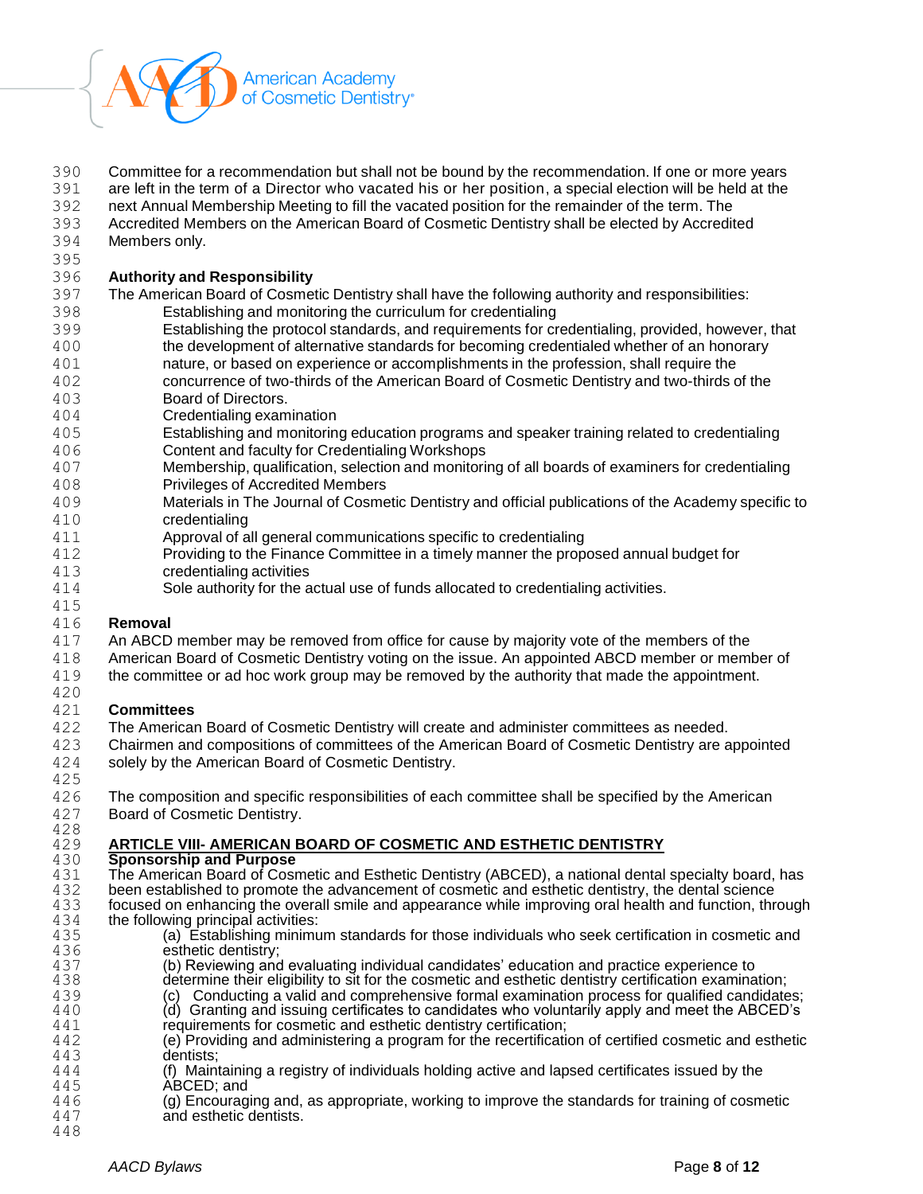Committee for a recommendation but shall not be bound by the recommendation. If one or more years are left in the term of a Director who vacated his or her position, a special election will be held at the next Annual Membership Meeting to fill the vacated position for the remainder of the term. The Accredited Members on the American Board of Cosmetic Dentistry shall be elected by Accredited Members only.

**Authority and Responsibility**

The American Board of Cosmetic Dentistry shall have the following authority and responsibilities:

- Establishing and monitoring the curriculum for credentialing
- Establishing the protocol standards, and requirements for credentialing, provided, however, that the development of alternative standards for becoming credentialed whether of an honorary nature, or based on experience or accomplishments in the profession, shall require the concurrence of two-thirds of the American Board of Cosmetic Dentistry and two-thirds of the Board of Directors.
- Credentialing examination
- Establishing and monitoring education programs and speaker training related to credentialing
- Content and faculty for Credentialing Workshops
- Membership, qualification, selection and monitoring of all boards of examiners for credentialing
- Privileges of Accredited Members
- Materials in The Journal of Cosmetic Dentistry and official publications of the Academy specific to credentialing
- Approval of all general communications specific to credentialing
- Providing to the Finance Committee in a timely manner the proposed annual budget for credentialing activities
- Sole authority for the actual use of funds allocated to credentialing activities.

**Removal**

An ABCD member may be removed from office for cause by majority vote of the members of the American Board of Cosmetic Dentistry voting on the issue. An appointed ABCD member or member of the committee or ad hoc work group may be removed by the authority that made the appointment.

**Committees**

The American Board of Cosmetic Dentistry will create and administer committees as needed. Chairmen and compositions of committees of the American Board of Cosmetic Dentistry are appointed solely by the American Board of Cosmetic Dentistry.

The composition and specific responsibilities of each committee shall be specified by the American Board of Cosmetic Dentistry.

## ARTICLE VIII- AMERICAN BOARD OF COSMETIC AND ESTHETIC DENTISTRY

**Sponsorship and Purpose**

The American Board of Cosmetic and Esthetic Dentistry (ABCED), a national dental specialty board, has been established to promote the advancement of cosmetic and esthetic dentistry, the dental science focused on enhancing the overall smile and appearance while improving oral health and function, through the following principal activities:

(a) Establishing minimum standards for those individuals who seek certification in cosmetic and esthetic dentistry;

(b) Reviewing and evaluating individual candidates' education and practice experience to determine their eligibility to sit for the cosmetic and esthetic dentistry certification examination;

(c) Conducting a valid and comprehensive formal examination process for qualified candidates;

(d) Granting and issuing certificates to candidates who voluntarily apply and meet the ABCED's requirements for cosmetic and esthetic dentistry certification;

(e) Providing and administering a program for the recertification of certified cosmetic and esthetic dentists;

(f) Maintaining a registry of individuals holding active and lapsed certificates issued by the ABCED; and

(g) Encouraging and, as appropriate, working to improve the standards for training of cosmetic and esthetic dentists.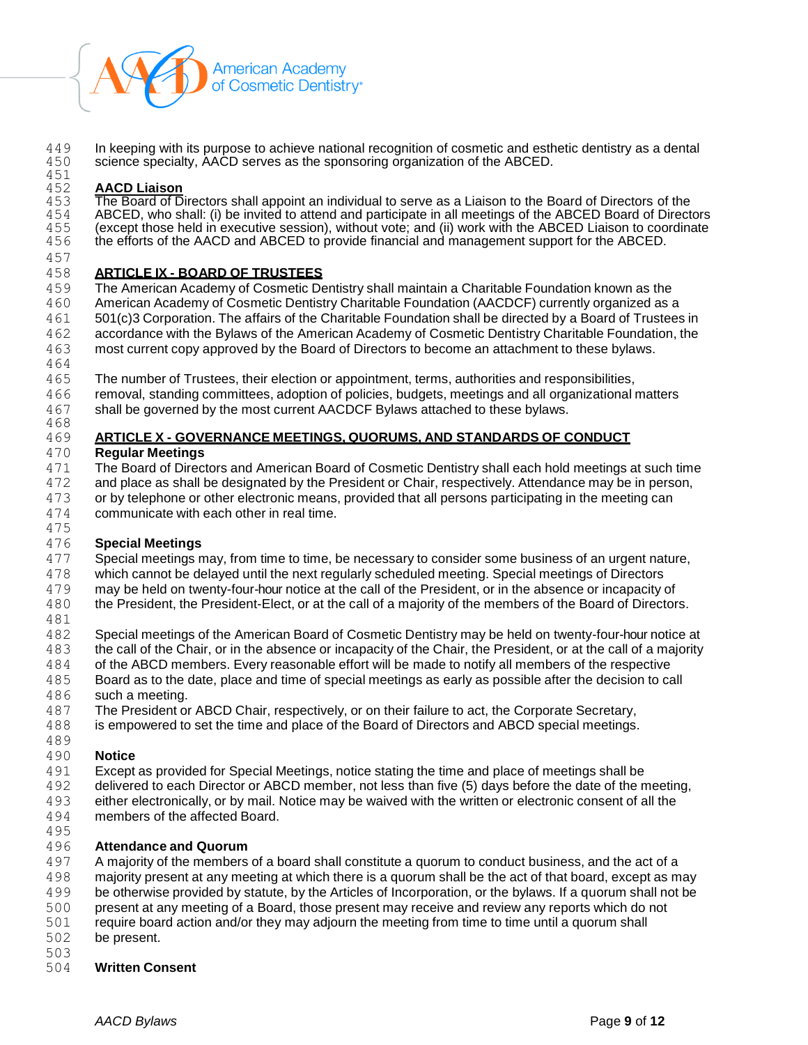In keeping with its purpose to achieve national recognition of cosmetic and esthetic dentistry as a dental science specialty, AACD serves as the sponsoring organization of the ABCED.

**AACD Liaison**
The Board of Directors shall appoint an individual to serve as a Liaison to the Board of Directors of the ABCED, who shall: (i) be invited to attend and participate in all meetings of the ABCED Board of Directors (except those held in executive session), without vote; and (ii) work with the ABCED Liaison to coordinate the efforts of the AACD and ABCED to provide financial and management support for the ABCED.

## ARTICLE IX - BOARD OF TRUSTEES

The American Academy of Cosmetic Dentistry shall maintain a Charitable Foundation known as the American Academy of Cosmetic Dentistry Charitable Foundation (AACDCF) currently organized as a 501(c)3 Corporation. The affairs of the Charitable Foundation shall be directed by a Board of Trustees in accordance with the Bylaws of the American Academy of Cosmetic Dentistry Charitable Foundation, the most current copy approved by the Board of Directors to become an attachment to these bylaws.

The number of Trustees, their election or appointment, terms, authorities and responsibilities, removal, standing committees, adoption of policies, budgets, meetings and all organizational matters shall be governed by the most current AACDCF Bylaws attached to these bylaws.

## ARTICLE X - GOVERNANCE MEETINGS, QUORUMS, AND STANDARDS OF CONDUCT

**Regular Meetings**
The Board of Directors and American Board of Cosmetic Dentistry shall each hold meetings at such time and place as shall be designated by the President or Chair, respectively. Attendance may be in person, or by telephone or other electronic means, provided that all persons participating in the meeting can communicate with each other in real time.

**Special Meetings**
Special meetings may, from time to time, be necessary to consider some business of an urgent nature, which cannot be delayed until the next regularly scheduled meeting. Special meetings of Directors may be held on twenty-four-hour notice at the call of the President, or in the absence or incapacity of the President, the President-Elect, or at the call of a majority of the members of the Board of Directors.

Special meetings of the American Board of Cosmetic Dentistry may be held on twenty-four-hour notice at the call of the Chair, or in the absence or incapacity of the Chair, the President, or at the call of a majority of the ABCD members. Every reasonable effort will be made to notify all members of the respective Board as to the date, place and time of special meetings as early as possible after the decision to call such a meeting.
The President or ABCD Chair, respectively, or on their failure to act, the Corporate Secretary, is empowered to set the time and place of the Board of Directors and ABCD special meetings.

**Notice**
Except as provided for Special Meetings, notice stating the time and place of meetings shall be delivered to each Director or ABCD member, not less than five (5) days before the date of the meeting, either electronically, or by mail. Notice may be waived with the written or electronic consent of all the members of the affected Board.

**Attendance and Quorum**
A majority of the members of a board shall constitute a quorum to conduct business, and the act of a majority present at any meeting at which there is a quorum shall be the act of that board, except as may be otherwise provided by statute, by the Articles of Incorporation, or the bylaws. If a quorum shall not be present at any meeting of a Board, those present may receive and review any reports which do not require board action and/or they may adjourn the meeting from time to time until a quorum shall be present.

**Written Consent**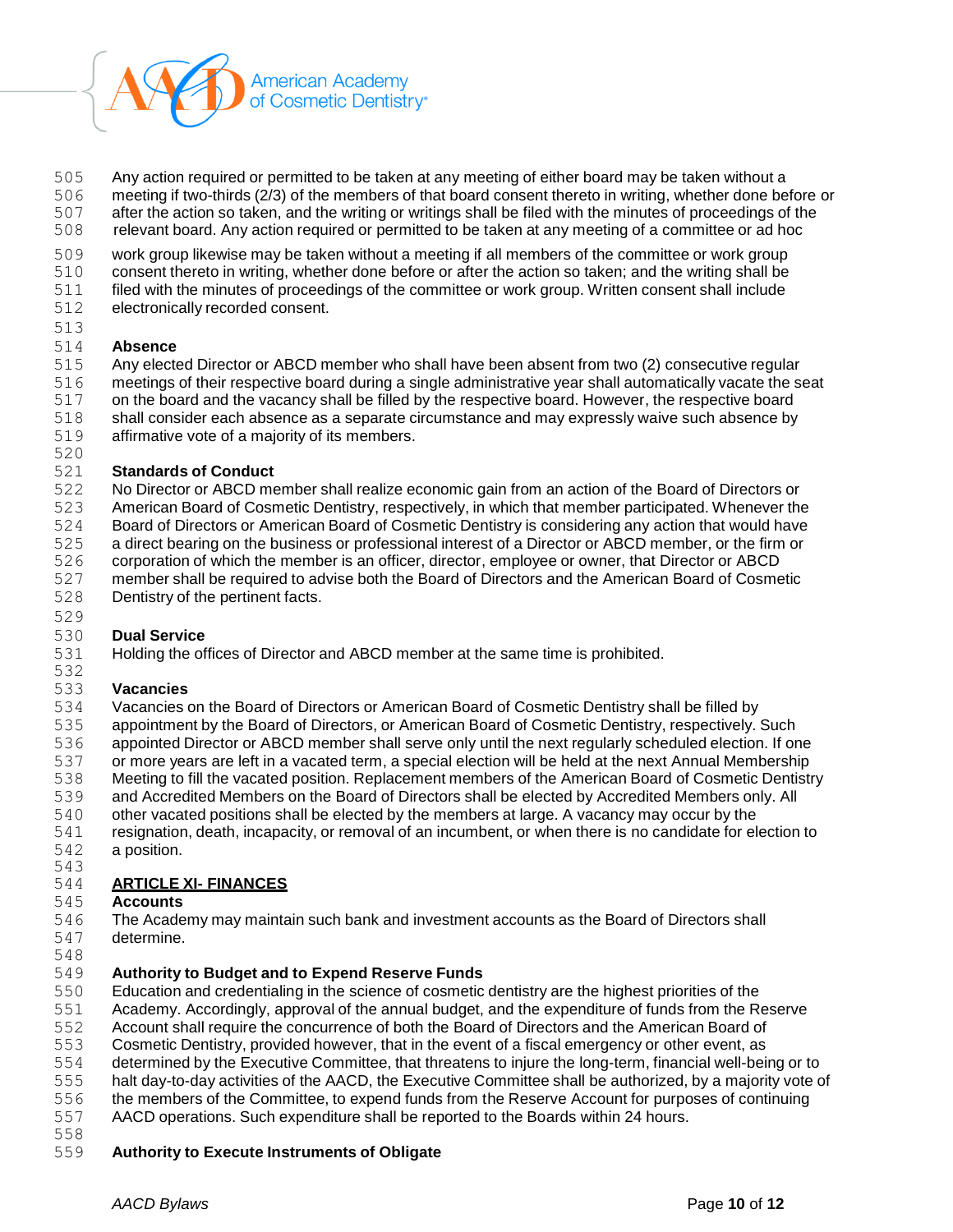Any action required or permitted to be taken at any meeting of either board may be taken without a meeting if two-thirds (2/3) of the members of that board consent thereto in writing, whether done before or after the action so taken, and the writing or writings shall be filed with the minutes of proceedings of the relevant board. Any action required or permitted to be taken at any meeting of a committee or ad hoc work group likewise may be taken without a meeting if all members of the committee or work group consent thereto in writing, whether done before or after the action so taken; and the writing shall be filed with the minutes of proceedings of the committee or work group. Written consent shall include electronically recorded consent.

**Absence**

Any elected Director or ABCD member who shall have been absent from two (2) consecutive regular meetings of their respective board during a single administrative year shall automatically vacate the seat on the board and the vacancy shall be filled by the respective board. However, the respective board shall consider each absence as a separate circumstance and may expressly waive such absence by affirmative vote of a majority of its members.

**Standards of Conduct**

No Director or ABCD member shall realize economic gain from an action of the Board of Directors or American Board of Cosmetic Dentistry, respectively, in which that member participated. Whenever the Board of Directors or American Board of Cosmetic Dentistry is considering any action that would have a direct bearing on the business or professional interest of a Director or ABCD member, or the firm or corporation of which the member is an officer, director, employee or owner, that Director or ABCD member shall be required to advise both the Board of Directors and the American Board of Cosmetic Dentistry of the pertinent facts.

**Dual Service**

Holding the offices of Director and ABCD member at the same time is prohibited.

**Vacancies**

Vacancies on the Board of Directors or American Board of Cosmetic Dentistry shall be filled by appointment by the Board of Directors, or American Board of Cosmetic Dentistry, respectively. Such appointed Director or ABCD member shall serve only until the next regularly scheduled election. If one or more years are left in a vacated term, a special election will be held at the next Annual Membership Meeting to fill the vacated position. Replacement members of the American Board of Cosmetic Dentistry and Accredited Members on the Board of Directors shall be elected by Accredited Members only. All other vacated positions shall be elected by the members at large. A vacancy may occur by the resignation, death, incapacity, or removal of an incumbent, or when there is no candidate for election to a position.

## ARTICLE XI- FINANCES

**Accounts**

The Academy may maintain such bank and investment accounts as the Board of Directors shall determine.

**Authority to Budget and to Expend Reserve Funds**

Education and credentialing in the science of cosmetic dentistry are the highest priorities of the Academy. Accordingly, approval of the annual budget, and the expenditure of funds from the Reserve Account shall require the concurrence of both the Board of Directors and the American Board of Cosmetic Dentistry, provided however, that in the event of a fiscal emergency or other event, as determined by the Executive Committee, that threatens to injure the long-term, financial well-being or to halt day-to-day activities of the AACD, the Executive Committee shall be authorized, by a majority vote of the members of the Committee, to expend funds from the Reserve Account for purposes of continuing AACD operations. Such expenditure shall be reported to the Boards within 24 hours.

**Authority to Execute Instruments of Obligate**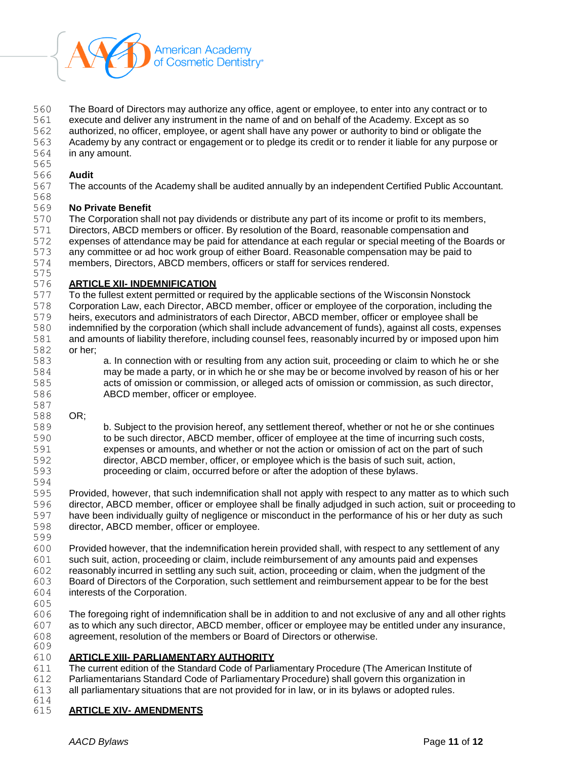The Board of Directors may authorize any office, agent or employee, to enter into any contract or to execute and deliver any instrument in the name of and on behalf of the Academy. Except as so authorized, no officer, employee, or agent shall have any power or authority to bind or obligate the Academy by any contract or engagement or to pledge its credit or to render it liable for any purpose or in any amount.

**Audit**
The accounts of the Academy shall be audited annually by an independent Certified Public Accountant.

**No Private Benefit**
The Corporation shall not pay dividends or distribute any part of its income or profit to its members, Directors, ABCD members or officer. By resolution of the Board, reasonable compensation and expenses of attendance may be paid for attendance at each regular or special meeting of the Boards or any committee or ad hoc work group of either Board. Reasonable compensation may be paid to members, Directors, ABCD members, officers or staff for services rendered.

## ARTICLE XII- INDEMNIFICATION

To the fullest extent permitted or required by the applicable sections of the Wisconsin Nonstock Corporation Law, each Director, ABCD member, officer or employee of the corporation, including the heirs, executors and administrators of each Director, ABCD member, officer or employee shall be indemnified by the corporation (which shall include advancement of funds), against all costs, expenses and amounts of liability therefore, including counsel fees, reasonably incurred by or imposed upon him or her;

> a. In connection with or resulting from any action suit, proceeding or claim to which he or she may be made a party, or in which he or she may be or become involved by reason of his or her acts of omission or commission, or alleged acts of omission or commission, as such director, ABCD member, officer or employee.

OR;

> b. Subject to the provision hereof, any settlement thereof, whether or not he or she continues to be such director, ABCD member, officer of employee at the time of incurring such costs, expenses or amounts, and whether or not the action or omission of act on the part of such director, ABCD member, officer, or employee which is the basis of such suit, action, proceeding or claim, occurred before or after the adoption of these bylaws.

Provided, however, that such indemnification shall not apply with respect to any matter as to which such director, ABCD member, officer or employee shall be finally adjudged in such action, suit or proceeding to have been individually guilty of negligence or misconduct in the performance of his or her duty as such director, ABCD member, officer or employee.

Provided however, that the indemnification herein provided shall, with respect to any settlement of any such suit, action, proceeding or claim, include reimbursement of any amounts paid and expenses reasonably incurred in settling any such suit, action, proceeding or claim, when the judgment of the Board of Directors of the Corporation, such settlement and reimbursement appear to be for the best interests of the Corporation.

The foregoing right of indemnification shall be in addition to and not exclusive of any and all other rights as to which any such director, ABCD member, officer or employee may be entitled under any insurance, agreement, resolution of the members or Board of Directors or otherwise.

## ARTICLE XIII- PARLIAMENTARY AUTHORITY

The current edition of the Standard Code of Parliamentary Procedure (The American Institute of Parliamentarians Standard Code of Parliamentary Procedure) shall govern this organization in all parliamentary situations that are not provided for in law, or in its bylaws or adopted rules.

## ARTICLE XIV- AMENDMENTS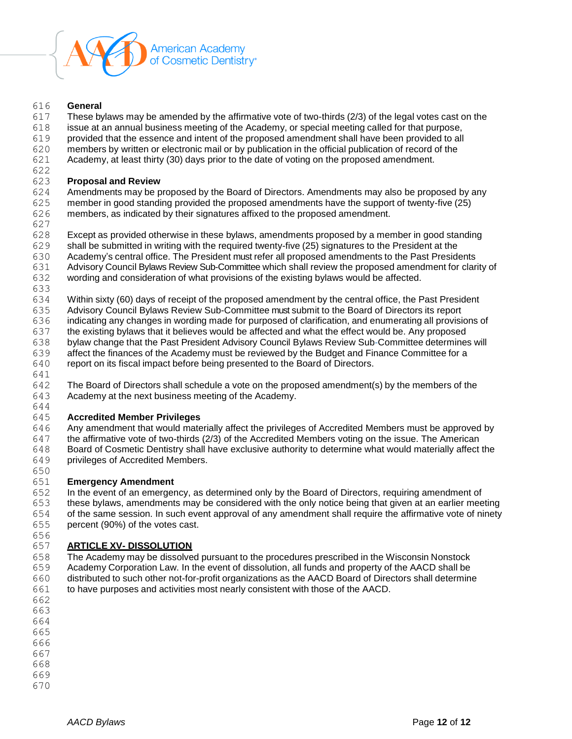**General**

These bylaws may be amended by the affirmative vote of two-thirds (2/3) of the legal votes cast on the issue at an annual business meeting of the Academy, or special meeting called for that purpose, provided that the essence and intent of the proposed amendment shall have been provided to all members by written or electronic mail or by publication in the official publication of record of the Academy, at least thirty (30) days prior to the date of voting on the proposed amendment.

**Proposal and Review**

Amendments may be proposed by the Board of Directors. Amendments may also be proposed by any member in good standing provided the proposed amendments have the support of twenty-five (25) members, as indicated by their signatures affixed to the proposed amendment.

Except as provided otherwise in these bylaws, amendments proposed by a member in good standing shall be submitted in writing with the required twenty-five (25) signatures to the President at the Academy's central office. The President must refer all proposed amendments to the Past Presidents Advisory Council Bylaws Review Sub-Committee which shall review the proposed amendment for clarity of wording and consideration of what provisions of the existing bylaws would be affected.

Within sixty (60) days of receipt of the proposed amendment by the central office, the Past President Advisory Council Bylaws Review Sub-Committee must submit to the Board of Directors its report indicating any changes in wording made for purposed of clarification, and enumerating all provisions of the existing bylaws that it believes would be affected and what the effect would be. Any proposed bylaw change that the Past President Advisory Council Bylaws Review Sub-Committee determines will affect the finances of the Academy must be reviewed by the Budget and Finance Committee for a report on its fiscal impact before being presented to the Board of Directors.

The Board of Directors shall schedule a vote on the proposed amendment(s) by the members of the Academy at the next business meeting of the Academy.

**Accredited Member Privileges**

Any amendment that would materially affect the privileges of Accredited Members must be approved by the affirmative vote of two-thirds (2/3) of the Accredited Members voting on the issue. The American Board of Cosmetic Dentistry shall have exclusive authority to determine what would materially affect the privileges of Accredited Members.

**Emergency Amendment**

In the event of an emergency, as determined only by the Board of Directors, requiring amendment of these bylaws, amendments may be considered with the only notice being that given at an earlier meeting of the same session. In such event approval of any amendment shall require the affirmative vote of ninety percent (90%) of the votes cast.

## ARTICLE XV- DISSOLUTION

The Academy may be dissolved pursuant to the procedures prescribed in the Wisconsin Nonstock Academy Corporation Law. In the event of dissolution, all funds and property of the AACD shall be distributed to such other not-for-profit organizations as the AACD Board of Directors shall determine to have purposes and activities most nearly consistent with those of the AACD.